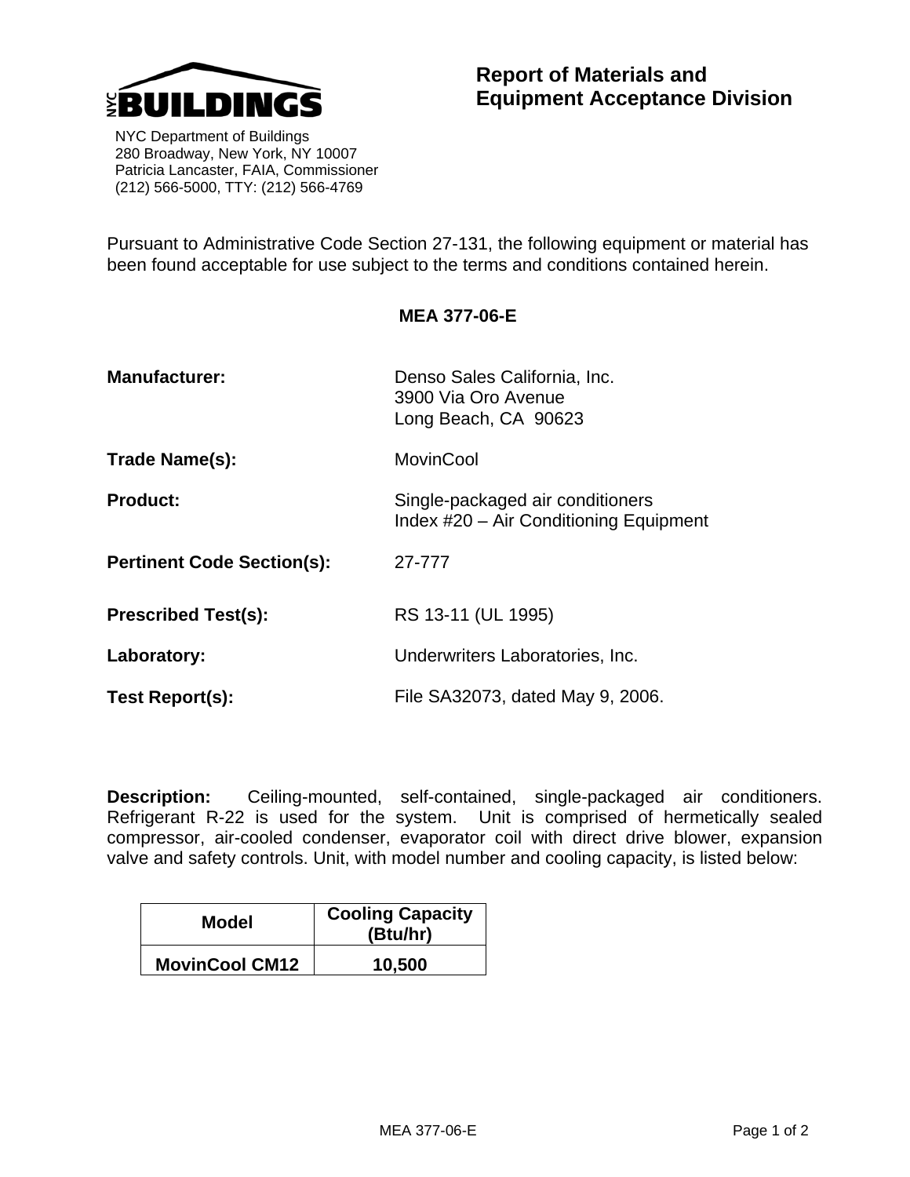NYC BUILDINGS

NYC Department of Buildings
280 Broadway, New York, NY 10007
Patricia Lancaster, FAIA, Commissioner
(212) 566-5000, TTY: (212) 566-4769

# Report of Materials and Equipment Acceptance Division

Pursuant to Administrative Code Section 27-131, the following equipment or material has been found acceptable for use subject to the terms and conditions contained herein.

**MEA 377-06-E**

**Manufacturer:** Denso Sales California, Inc.
3900 Via Oro Avenue
Long Beach, CA 90623

**Trade Name(s):** MovinCool

**Product:** Single-packaged air conditioners
Index #20 – Air Conditioning Equipment

**Pertinent Code Section(s):** 27-777

**Prescribed Test(s):** RS 13-11 (UL 1995)

**Laboratory:** Underwriters Laboratories, Inc.

**Test Report(s):** File SA32073, dated May 9, 2006.

**Description:** Ceiling-mounted, self-contained, single-packaged air conditioners. Refrigerant R-22 is used for the system. Unit is comprised of hermetically sealed compressor, air-cooled condenser, evaporator coil with direct drive blower, expansion valve and safety controls. Unit, with model number and cooling capacity, is listed below:

| Model | Cooling Capacity (Btu/hr) |
|---|---|
| **MovinCool CM12** | **10,500** |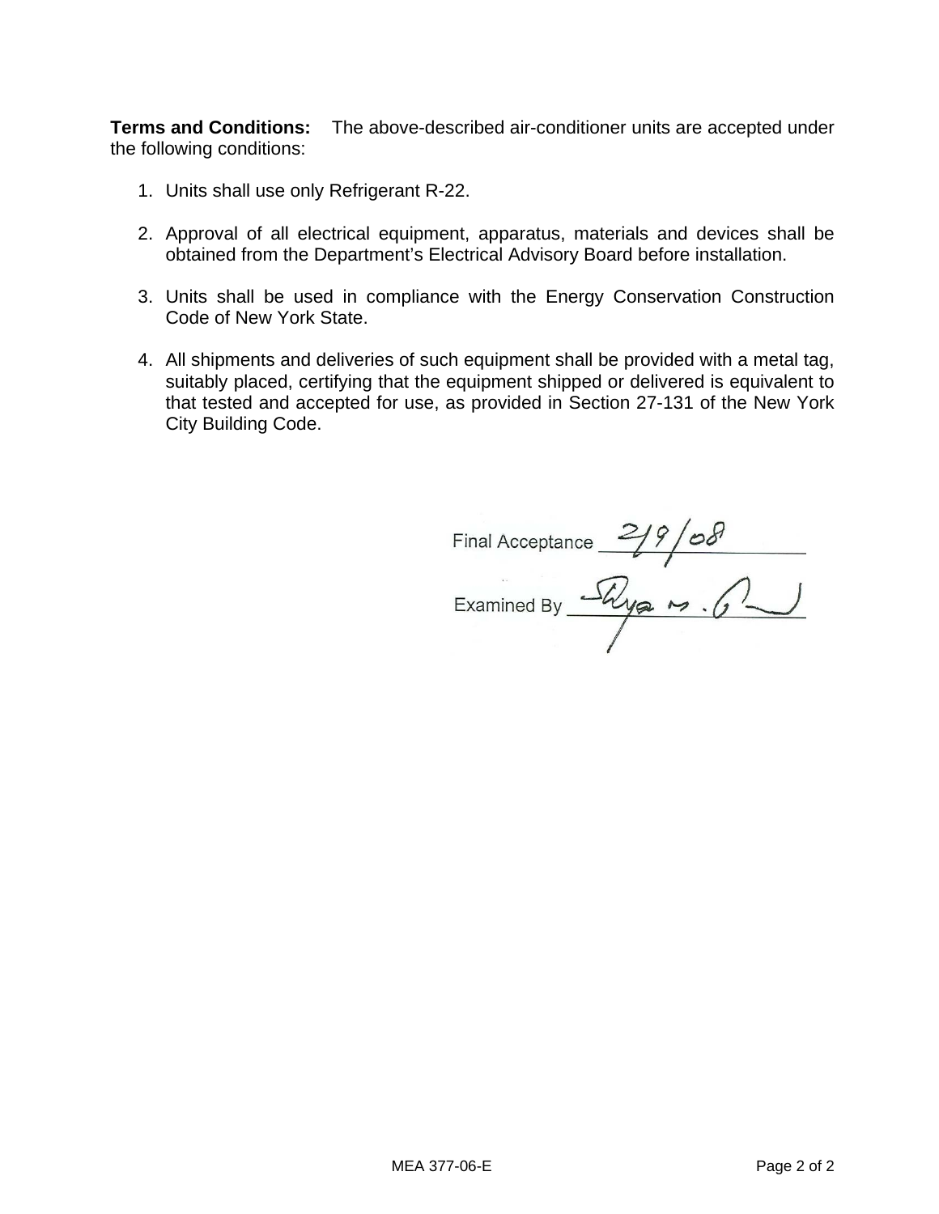**Terms and Conditions:** The above-described air-conditioner units are accepted under the following conditions:

1. Units shall use only Refrigerant R-22.

2. Approval of all electrical equipment, apparatus, materials and devices shall be obtained from the Department's Electrical Advisory Board before installation.

3. Units shall be used in compliance with the Energy Conservation Construction Code of New York State.

4. All shipments and deliveries of such equipment shall be provided with a metal tag, suitably placed, certifying that the equipment shipped or delivered is equivalent to that tested and accepted for use, as provided in Section 27-131 of the New York City Building Code.

Final Acceptance 2/9/08

Examined By [signature]

MEA 377-06-E